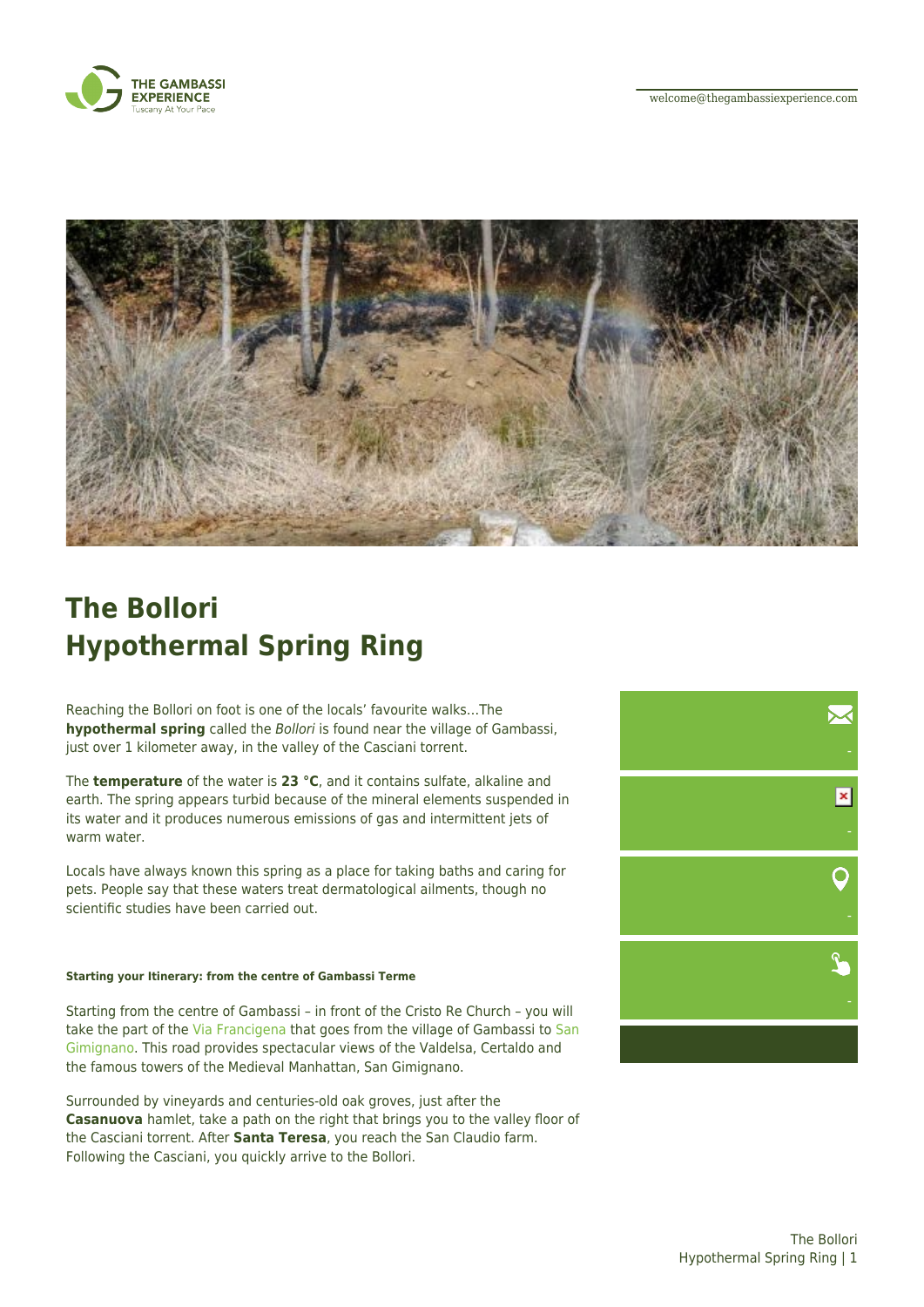# The Bollori Hypothermal Spring Ring

Reaching the Bollori on foot is one of the locals' favourite walks…The **hypothermal spring** called the *Bollori* is found near the village of Gambassi, just over 1 kilometer away, in the valley of the Casciani torrent.

The **temperature** of the water is **23 °C**, and it contains sulfate, alkaline and earth. The spring appears turbid because of the mineral elements suspended in its water and it produces numerous emissions of gas and intermittent jets of warm water.

Locals have always known this spring as a place for taking baths and caring for pets. People say that these waters treat dermatological ailments, though no scientific studies have been carried out.

##### Starting your Itinerary: from the centre of Gambassi Terme

Starting from the centre of Gambassi – in front of the Cristo Re Church – you will take the part of the Via Francigena that goes from the village of Gambassi to San Gimignano. This road provides spectacular views of the Valdelsa, Certaldo and the famous towers of the Medieval Manhattan, San Gimignano.

Surrounded by vineyards and centuries-old oak groves, just after the **Casanuova** hamlet, take a path on the right that brings you to the valley floor of the Casciani torrent. After **Santa Teresa**, you reach the San Claudio farm. Following the Casciani, you quickly arrive to the Bollori.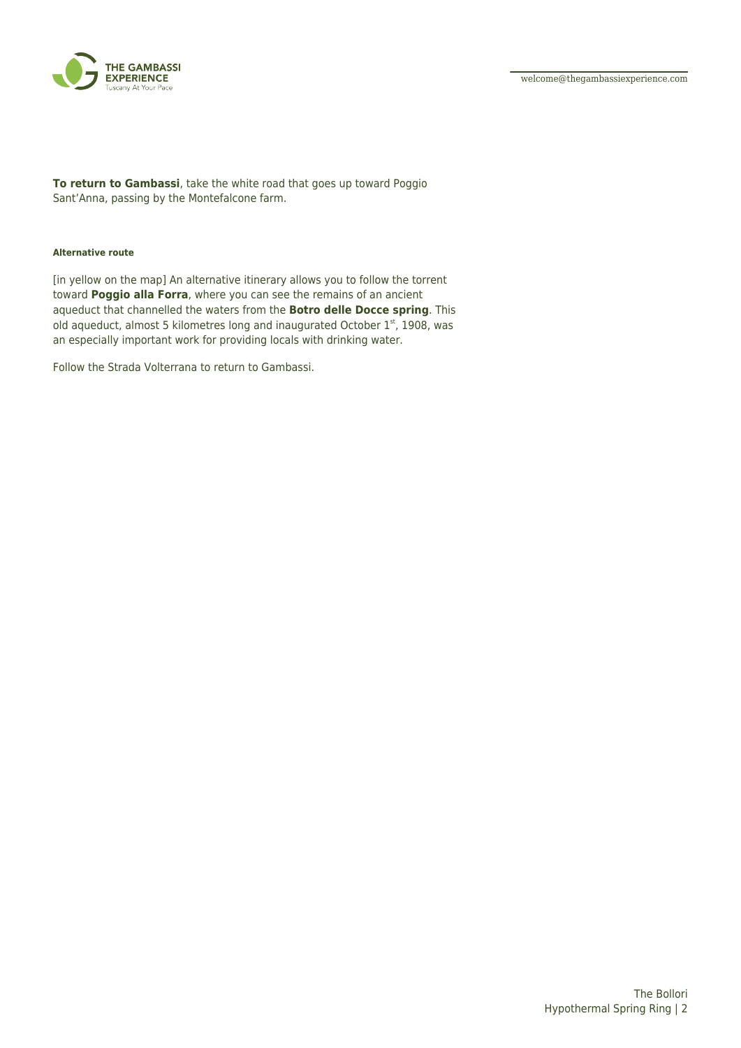**To return to Gambassi**, take the white road that goes up toward Poggio Sant'Anna, passing by the Montefalcone farm.

#### Alternative route

[in yellow on the map] An alternative itinerary allows you to follow the torrent toward **Poggio alla Forra**, where you can see the remains of an ancient aqueduct that channelled the waters from the **Botro delle Docce spring**. This old aqueduct, almost 5 kilometres long and inaugurated October 1st, 1908, was an especially important work for providing locals with drinking water.

Follow the Strada Volterrana to return to Gambassi.